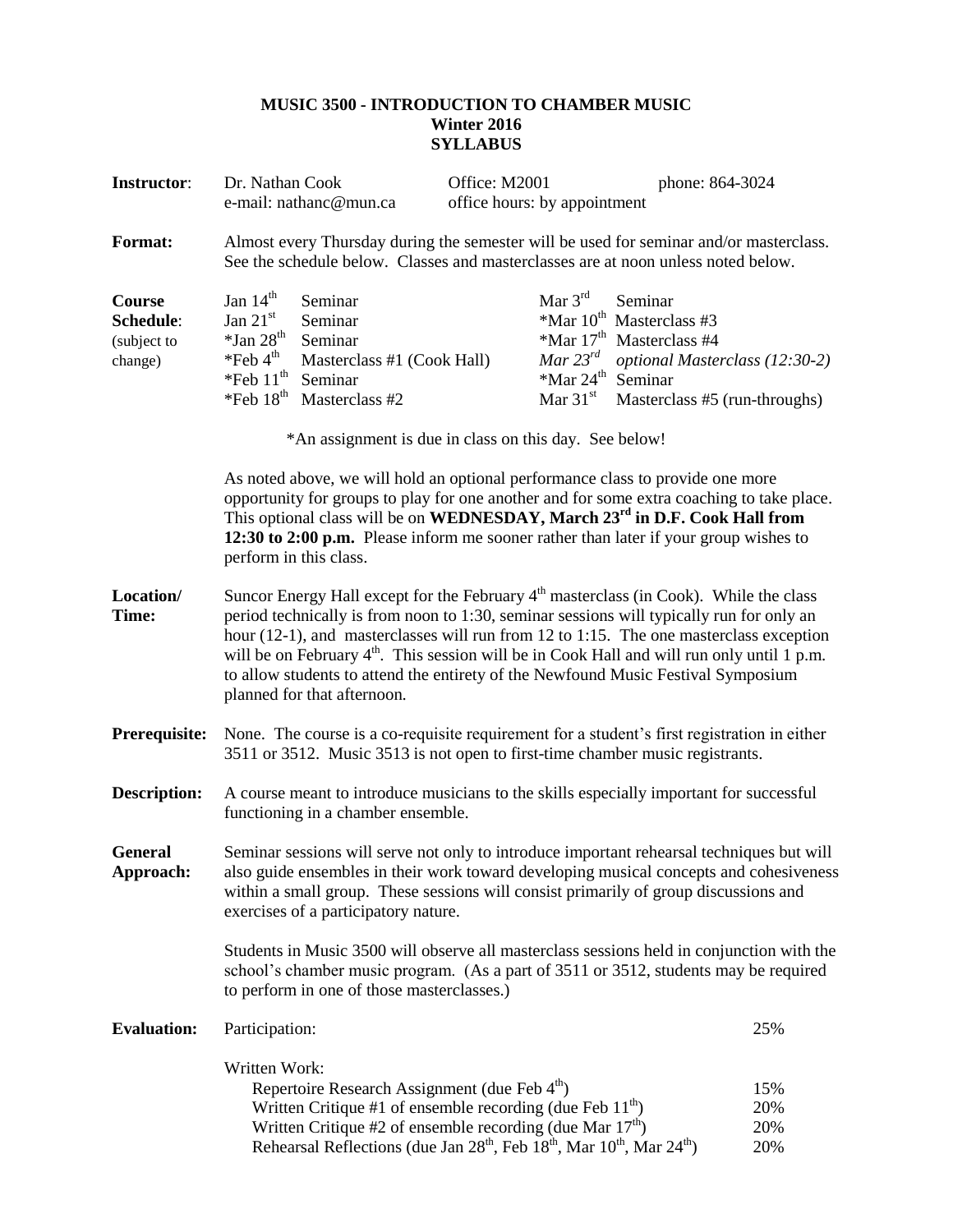**MUSIC 3500 - INTRODUCTION TO CHAMBER MUSIC**
**Winter 2016**
**SYLLABUS**

**Instructor**: Dr. Nathan Cook — Office: M2001 — phone: 864-3024
e-mail: nathanc@mun.ca — office hours: by appointment

**Format:** Almost every Thursday during the semester will be used for seminar and/or masterclass. See the schedule below. Classes and masterclasses are at noon unless noted below.

**Course Schedule**: (subject to change)

| Date | Session | Date | Session |
|---|---|---|---|
| Jan 14th | Seminar | Mar 3rd | Seminar |
| Jan 21st | Seminar | *Mar 10th | Masterclass #3 |
| *Jan 28th | Seminar | *Mar 17th | Masterclass #4 |
| *Feb 4th | Masterclass #1 (Cook Hall) | *Mar 23rd* | *optional Masterclass (12:30-2)* |
| *Feb 11th | Seminar | *Mar 24th | Seminar |
| *Feb 18th | Masterclass #2 | Mar 31st | Masterclass #5 (run-throughs) |

*An assignment is due in class on this day. See below!

As noted above, we will hold an optional performance class to provide one more opportunity for groups to play for one another and for some extra coaching to take place. This optional class will be on **WEDNESDAY, March 23rd in D.F. Cook Hall from 12:30 to 2:00 p.m.** Please inform me sooner rather than later if your group wishes to perform in this class.

**Location/ Time:** Suncor Energy Hall except for the February 4th masterclass (in Cook). While the class period technically is from noon to 1:30, seminar sessions will typically run for only an hour (12-1), and masterclasses will run from 12 to 1:15. The one masterclass exception will be on February 4th. This session will be in Cook Hall and will run only until 1 p.m. to allow students to attend the entirety of the Newfound Music Festival Symposium planned for that afternoon.

**Prerequisite:** None. The course is a co-requisite requirement for a student's first registration in either 3511 or 3512. Music 3513 is not open to first-time chamber music registrants.

**Description:** A course meant to introduce musicians to the skills especially important for successful functioning in a chamber ensemble.

**General Approach:** Seminar sessions will serve not only to introduce important rehearsal techniques but will also guide ensembles in their work toward developing musical concepts and cohesiveness within a small group. These sessions will consist primarily of group discussions and exercises of a participatory nature.

Students in Music 3500 will observe all masterclass sessions held in conjunction with the school's chamber music program. (As a part of 3511 or 3512, students may be required to perform in one of those masterclasses.)

**Evaluation:**

| Item | Weight |
|---|---|
| Participation: | 25% |
| Written Work: | |
| Repertoire Research Assignment (due Feb 4th) | 15% |
| Written Critique #1 of ensemble recording (due Feb 11th) | 20% |
| Written Critique #2 of ensemble recording (due Mar 17th) | 20% |
| Rehearsal Reflections (due Jan 28th, Feb 18th, Mar 10th, Mar 24th) | 20% |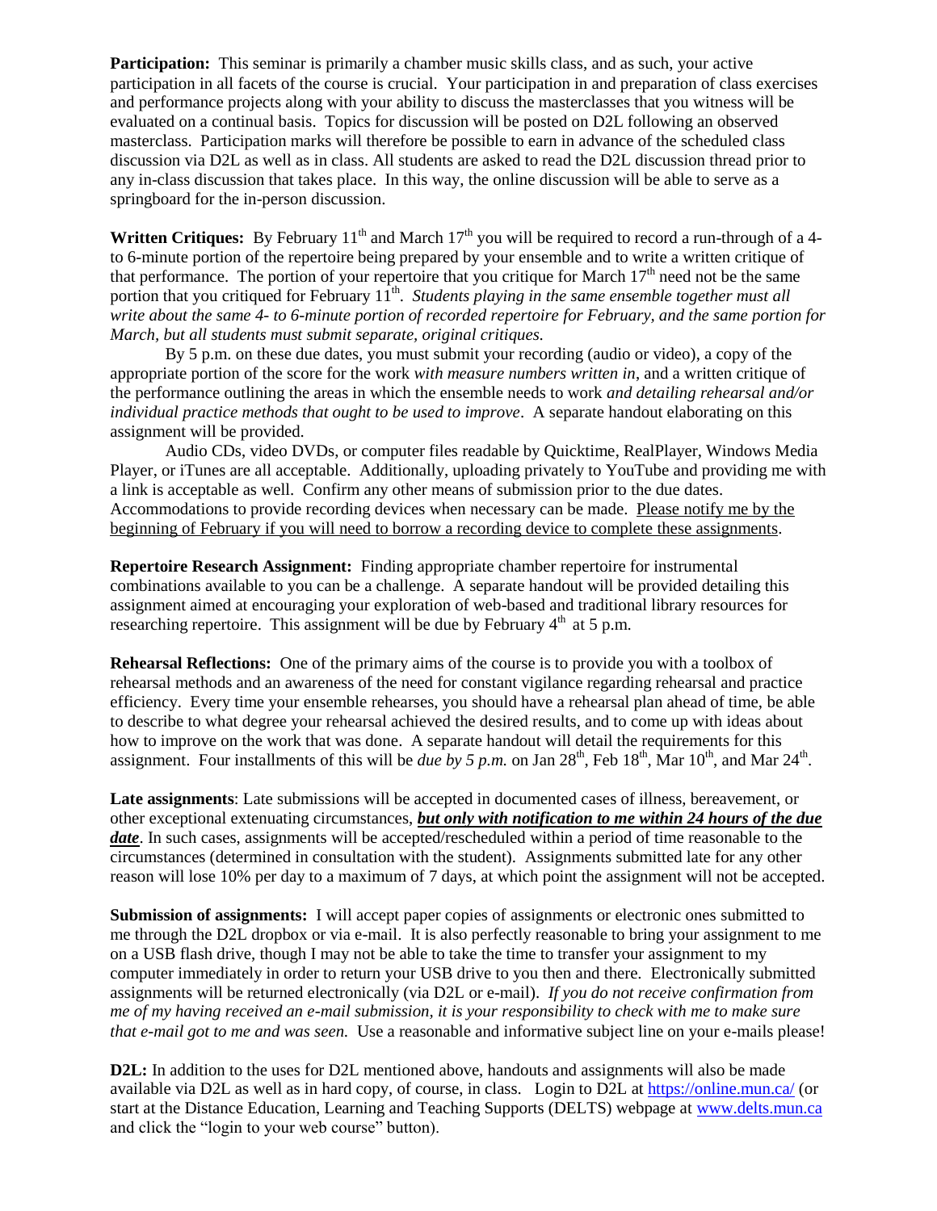**Participation:** This seminar is primarily a chamber music skills class, and as such, your active participation in all facets of the course is crucial. Your participation in and preparation of class exercises and performance projects along with your ability to discuss the masterclasses that you witness will be evaluated on a continual basis. Topics for discussion will be posted on D2L following an observed masterclass. Participation marks will therefore be possible to earn in advance of the scheduled class discussion via D2L as well as in class. All students are asked to read the D2L discussion thread prior to any in-class discussion that takes place. In this way, the online discussion will be able to serve as a springboard for the in-person discussion.

**Written Critiques:** By February 11th and March 17th you will be required to record a run-through of a 4- to 6-minute portion of the repertoire being prepared by your ensemble and to write a written critique of that performance. The portion of your repertoire that you critique for March 17th need not be the same portion that you critiqued for February 11th. *Students playing in the same ensemble together must all write about the same 4- to 6-minute portion of recorded repertoire for February, and the same portion for March, but all students must submit separate, original critiques.*

By 5 p.m. on these due dates, you must submit your recording (audio or video), a copy of the appropriate portion of the score for the work *with measure numbers written in*, and a written critique of the performance outlining the areas in which the ensemble needs to work *and detailing rehearsal and/or individual practice methods that ought to be used to improve*. A separate handout elaborating on this assignment will be provided.

Audio CDs, video DVDs, or computer files readable by Quicktime, RealPlayer, Windows Media Player, or iTunes are all acceptable. Additionally, uploading privately to YouTube and providing me with a link is acceptable as well. Confirm any other means of submission prior to the due dates. Accommodations to provide recording devices when necessary can be made. Please notify me by the beginning of February if you will need to borrow a recording device to complete these assignments.

**Repertoire Research Assignment:** Finding appropriate chamber repertoire for instrumental combinations available to you can be a challenge. A separate handout will be provided detailing this assignment aimed at encouraging your exploration of web-based and traditional library resources for researching repertoire. This assignment will be due by February 4th at 5 p.m.

**Rehearsal Reflections:** One of the primary aims of the course is to provide you with a toolbox of rehearsal methods and an awareness of the need for constant vigilance regarding rehearsal and practice efficiency. Every time your ensemble rehearses, you should have a rehearsal plan ahead of time, be able to describe to what degree your rehearsal achieved the desired results, and to come up with ideas about how to improve on the work that was done. A separate handout will detail the requirements for this assignment. Four installments of this will be *due by 5 p.m.* on Jan 28th, Feb 18th, Mar 10th, and Mar 24th.

**Late assignments**: Late submissions will be accepted in documented cases of illness, bereavement, or other exceptional extenuating circumstances, ***but only with notification to me within 24 hours of the due date***. In such cases, assignments will be accepted/rescheduled within a period of time reasonable to the circumstances (determined in consultation with the student). Assignments submitted late for any other reason will lose 10% per day to a maximum of 7 days, at which point the assignment will not be accepted.

**Submission of assignments:** I will accept paper copies of assignments or electronic ones submitted to me through the D2L dropbox or via e-mail. It is also perfectly reasonable to bring your assignment to me on a USB flash drive, though I may not be able to take the time to transfer your assignment to my computer immediately in order to return your USB drive to you then and there. Electronically submitted assignments will be returned electronically (via D2L or e-mail). *If you do not receive confirmation from me of my having received an e-mail submission, it is your responsibility to check with me to make sure that e-mail got to me and was seen.* Use a reasonable and informative subject line on your e-mails please!

**D2L:** In addition to the uses for D2L mentioned above, handouts and assignments will also be made available via D2L as well as in hard copy, of course, in class. Login to D2L at https://online.mun.ca/ (or start at the Distance Education, Learning and Teaching Supports (DELTS) webpage at www.delts.mun.ca and click the "login to your web course" button).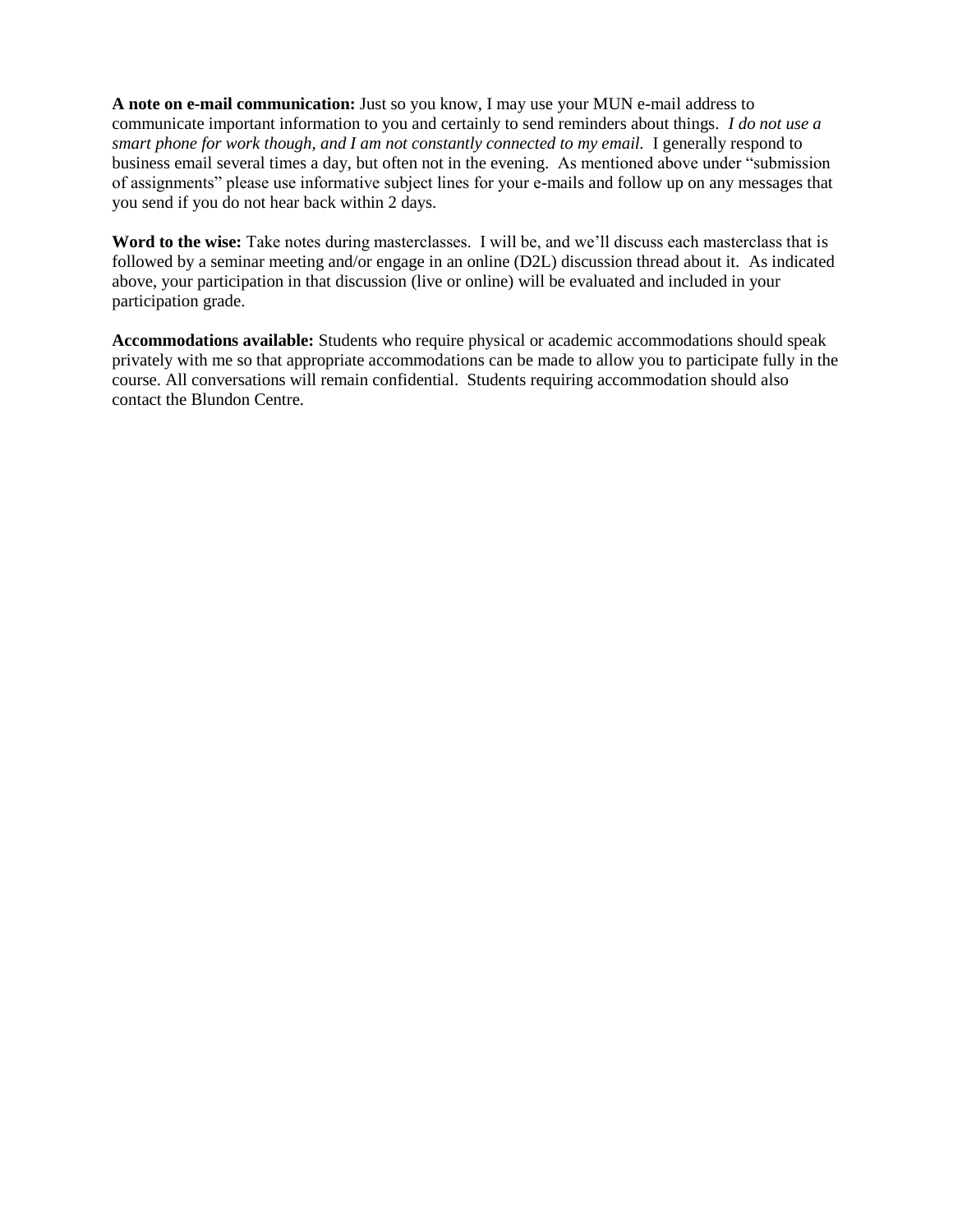**A note on e-mail communication:** Just so you know, I may use your MUN e-mail address to communicate important information to you and certainly to send reminders about things. *I do not use a smart phone for work though, and I am not constantly connected to my email.* I generally respond to business email several times a day, but often not in the evening. As mentioned above under "submission of assignments" please use informative subject lines for your e-mails and follow up on any messages that you send if you do not hear back within 2 days.

**Word to the wise:** Take notes during masterclasses. I will be, and we'll discuss each masterclass that is followed by a seminar meeting and/or engage in an online (D2L) discussion thread about it. As indicated above, your participation in that discussion (live or online) will be evaluated and included in your participation grade.

**Accommodations available:** Students who require physical or academic accommodations should speak privately with me so that appropriate accommodations can be made to allow you to participate fully in the course. All conversations will remain confidential. Students requiring accommodation should also contact the Blundon Centre.